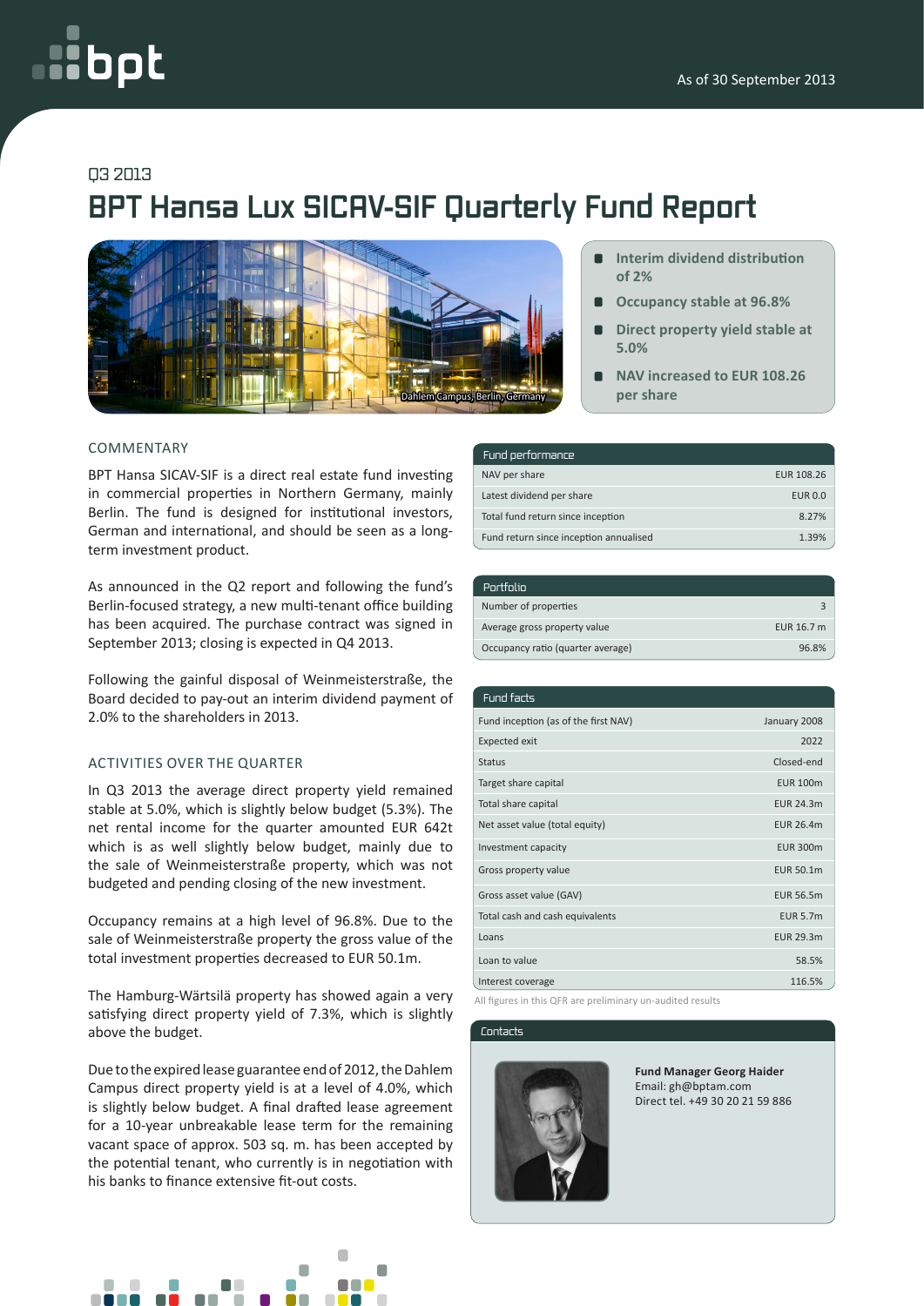As of 30 September 2013

Q3 2013

# BPT Hansa Lux SICAV-SIF Quarterly Fund Report

Dahlem Campus, Berlin, Germany

- **Interim dividend distribution of 2%**
- **Occupancy stable at 96.8%**
- **Direct property yield stable at 5.0%**
- **NAV increased to EUR 108.26 per share**

## COMMENTARY

BPT Hansa SICAV-SIF is a direct real estate fund investing in commercial properties in Northern Germany, mainly Berlin. The fund is designed for institutional investors, German and international, and should be seen as a long-term investment product.

As announced in the Q2 report and following the fund's Berlin-focused strategy, a new multi-tenant office building has been acquired. The purchase contract was signed in September 2013; closing is expected in Q4 2013.

Following the gainful disposal of Weinmeisterstraße, the Board decided to pay-out an interim dividend payment of 2.0% to the shareholders in 2013.

## ACTIVITIES OVER THE QUARTER

In Q3 2013 the average direct property yield remained stable at 5.0%, which is slightly below budget (5.3%). The net rental income for the quarter amounted EUR 642t which is as well slightly below budget, mainly due to the sale of Weinmeisterstraße property, which was not budgeted and pending closing of the new investment.

Occupancy remains at a high level of 96.8%. Due to the sale of Weinmeisterstraße property the gross value of the total investment properties decreased to EUR 50.1m.

The Hamburg-Wärtsilä property has showed again a very satisfying direct property yield of 7.3%, which is slightly above the budget.

Due to the expired lease guarantee end of 2012, the Dahlem Campus direct property yield is at a level of 4.0%, which is slightly below budget. A final drafted lease agreement for a 10-year unbreakable lease term for the remaining vacant space of approx. 503 sq. m. has been accepted by the potential tenant, who currently is in negotiation with his banks to finance extensive fit-out costs.

| Fund performance | |
|---|---|
| NAV per share | EUR 108.26 |
| Latest dividend per share | EUR 0.0 |
| Total fund return since inception | 8.27% |
| Fund return since inception annualised | 1.39% |

| Portfolio | |
|---|---|
| Number of properties | 3 |
| Average gross property value | EUR 16.7 m |
| Occupancy ratio (quarter average) | 96.8% |

| Fund facts | |
|---|---|
| Fund inception (as of the first NAV) | January 2008 |
| Expected exit | 2022 |
| Status | Closed-end |
| Target share capital | EUR 100m |
| Total share capital | EUR 24.3m |
| Net asset value (total equity) | EUR 26.4m |
| Investment capacity | EUR 300m |
| Gross property value | EUR 50.1m |
| Gross asset value (GAV) | EUR 56.5m |
| Total cash and cash equivalents | EUR 5.7m |
| Loans | EUR 29.3m |
| Loan to value | 58.5% |
| Interest coverage | 116.5% |

All figures in this QFR are preliminary un-audited results

## Contacts

**Fund Manager Georg Haider**
Email: gh@bptam.com
Direct tel. +49 30 20 21 59 886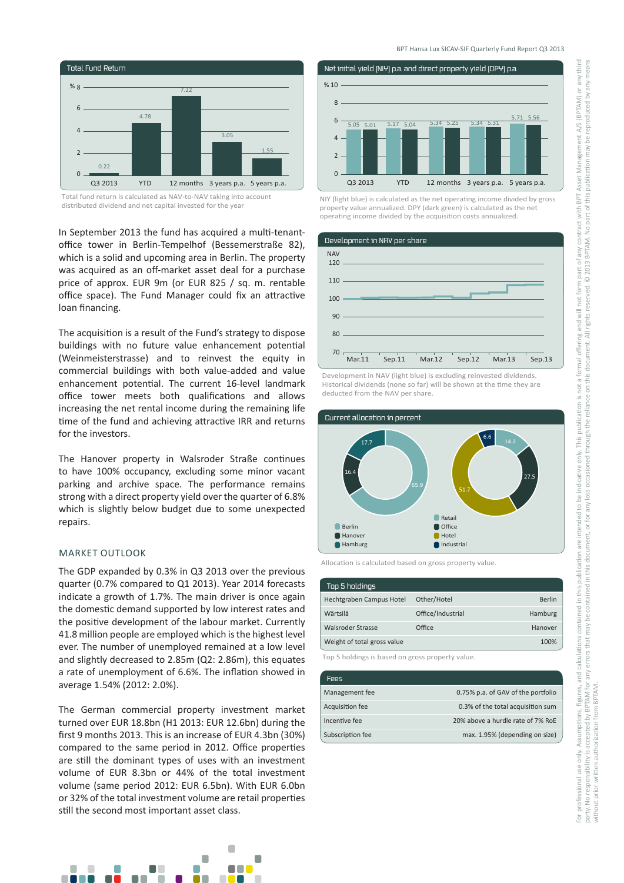## Total Fund Return

% 8
6
4
2
0

0.22
4.78
7.22
3.05
1.55

Q3 2013
YTD
12 months
3 years p.a.
5 years p.a.

Total fund return is calculated as NAV-to-NAV taking into account distributed dividend and net capital invested for the year

In September 2013 the fund has acquired a multi-tenant-office tower in Berlin-Tempelhof (Bessemerstraße 82), which is a solid and upcoming area in Berlin. The property was acquired as an off-market asset deal for a purchase price of approx. EUR 9m (or EUR 825 / sq. m. rentable office space). The Fund Manager could fix an attractive loan financing.

The acquisition is a result of the Fund's strategy to dispose buildings with no future value enhancement potential (Weinmeisterstrasse) and to reinvest the equity in commercial buildings with both value-added and value enhancement potential. The current 16-level landmark office tower meets both qualifications and allows increasing the net rental income during the remaining life time of the fund and achieving attractive IRR and returns for the investors.

The Hanover property in Walsroder Straße continues to have 100% occupancy, excluding some minor vacant parking and archive space. The performance remains strong with a direct property yield over the quarter of 6.8% which is slightly below budget due to some unexpected repairs.

## MARKET OUTLOOK

The GDP expanded by 0.3% in Q3 2013 over the previous quarter (0.7% compared to Q1 2013). Year 2014 forecasts indicate a growth of 1.7%. The main driver is once again the domestic demand supported by low interest rates and the positive development of the labour market. Currently 41.8 million people are employed which is the highest level ever. The number of unemployed remained at a low level and slightly decreased to 2.85m (Q2: 2.86m), this equates a rate of unemployment of 6.6%. The inflation showed in average 1.54% (2012: 2.0%).

The German commercial property investment market turned over EUR 18.8bn (H1 2013: EUR 12.6bn) during the first 9 months 2013. This is an increase of EUR 4.3bn (30%) compared to the same period in 2012. Office properties are still the dominant types of uses with an investment volume of EUR 8.3bn or 44% of the total investment volume (same period 2012: EUR 6.5bn). With EUR 6.0bn or 32% of the total investment volume are retail properties still the second most important asset class.

## Net initial yield (NIY) p.a. and direct property yield (DPY) p.a.

% 10
8
6
4
2
0

5.05 5.01
5.17 5.04
5.34 5.25
5.34 5.31
5.71 5.56

Q3 2013
YTD
12 months
3 years p.a.
5 years p.a.

NIY (light blue) is calculated as the net operating income divided by gross property value annualized. DPY (dark green) is calculated as the net operating income divided by the acquisition costs annualized.

## Development in NAV per share

NAV
120
110
100
90
80
70

Mar.11
Sep.11
Mar.12
Sep.12
Mar.13
Sep.13

Development in NAV (light blue) is excluding reinvested dividends. Historical dividends (none so far) will be shown at the time they are deducted from the NAV per share.

## Current allocation in percent

17.7
16.4
65.9

Berlin
Hanover
Hamburg

6.6
14.2
27.5
51.7

Retail
Office
Hotel
Industrial

Allocation is calculated based on gross property value.

## Top 5 holdings

| | | |
|---|---|---|
| Hechtgraben Campus Hotel | Other/Hotel | Berlin |
| Wärtsilä | Office/Industrial | Hamburg |
| Walsroder Strasse | Office | Hanover |
| Weight of total gross value | | 100% |

Top 5 holdings is based on gross property value.

## Fees

| | |
|---|---|
| Management fee | 0.75% p.a. of GAV of the portfolio |
| Acquisition fee | 0.3% of the total acquisition sum |
| Incentive fee | 20% above a hurdle rate of 7% RoE |
| Subscription fee | max. 1.95% (depending on size) |

For professional use only. Assumptions, figures, and calculations contained in this publication are intended to be indicative only. This publication is not a formal offering and will not form part of any contract with BPT Asset Management A/S (BPTAM) or any third party. No responsibility is accepted by BPTAM for any errors that may be contained in this document, or for any loss occasioned through the reliance on this document. All rights reserved. © 2013 BPTAM. No part of this publication may be reproduced by any means without prior written authorization from BPTAM.